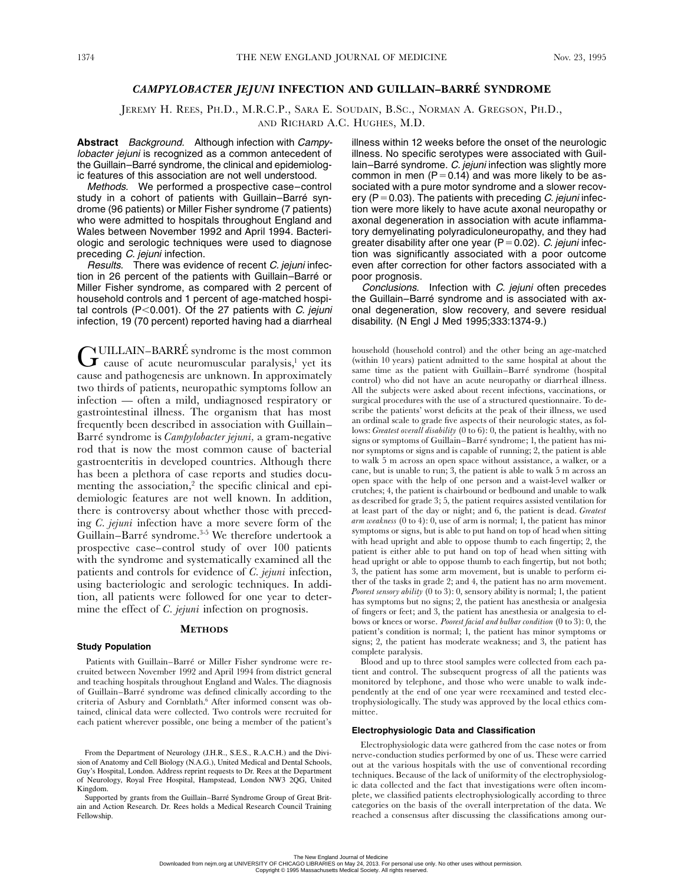# *CAMPYLOBACTER JEJUNI* INFECTION AND GUILLAIN–BARRÉ SYNDROME

JEREMY H. REES, PH.D., M.R.C.P., SARA E. SOUDAIN, B.SC., NORMAN A. GREGSON, PH.D., AND RICHARD A.C. HUGHES, M.D.

**Abstract** *Background.* Although infection with *Campylobacter jejuni* is recognized as a common antecedent of the Guillain–Barré syndrome, the clinical and epidemiologic features of this association are not well understood.

*Methods.* We performed a prospective case–control study in a cohort of patients with Guillain–Barré syndrome (96 patients) or Miller Fisher syndrome (7 patients) who were admitted to hospitals throughout England and Wales between November 1992 and April 1994. Bacteriologic and serologic techniques were used to diagnose preceding *C. jejuni* infection.

*Results.* There was evidence of recent *C. jejuni* infection in 26 percent of the patients with Guillain–Barré or Miller Fisher syndrome, as compared with 2 percent of household controls and 1 percent of age-matched hospital controls ($P<0.001$). Of the 27 patients with *C. jejuni* infection, 19 (70 percent) reported having had a diarrheal illness within 12 weeks before the onset of the neurologic illness. No specific serotypes were associated with Guillain–Barré syndrome. *C. jejuni* infection was slightly more common in men ($P=0.14$) and was more likely to be associated with a pure motor syndrome and a slower recovery ($P=0.03$). The patients with preceding *C. jejuni* infection were more likely to have acute axonal neuropathy or axonal degeneration in association with acute inflammatory demyelinating polyradiculoneuropathy, and they had greater disability after one year ($P=0.02$). *C. jejuni* infection was significantly associated with a poor outcome even after correction for other factors associated with a poor prognosis.

*Conclusions.* Infection with *C. jejuni* often precedes the Guillain–Barré syndrome and is associated with axonal degeneration, slow recovery, and severe residual disability. (N Engl J Med 1995;333:1374-9.)

GUILLAIN–BARRÉ syndrome is the most common cause of acute neuromuscular paralysis,[1] yet its cause and pathogenesis are unknown. In approximately two thirds of patients, neuropathic symptoms follow an infection — often a mild, undiagnosed respiratory or gastrointestinal illness. The organism that has most frequently been described in association with Guillain–Barré syndrome is *Campylobacter jejuni,* a gram-negative rod that is now the most common cause of bacterial gastroenteritis in developed countries. Although there has been a plethora of case reports and studies documenting the association,[2] the specific clinical and epidemiologic features are not well known. In addition, there is controversy about whether those with preceding *C. jejuni* infection have a more severe form of the Guillain–Barré syndrome.[3-5] We therefore undertook a prospective case–control study of over 100 patients with the syndrome and systematically examined all the patients and controls for evidence of *C. jejuni* infection, using bacteriologic and serologic techniques. In addition, all patients were followed for one year to determine the effect of *C. jejuni* infection on prognosis.

## METHODS

### Study Population

Patients with Guillain–Barré or Miller Fisher syndrome were recruited between November 1992 and April 1994 from district general and teaching hospitals throughout England and Wales. The diagnosis of Guillain–Barré syndrome was defined clinically according to the criteria of Asbury and Cornblath.[6] After informed consent was obtained, clinical data were collected. Two controls were recruited for each patient wherever possible, one being a member of the patient's household (household control) and the other being an age-matched (within 10 years) patient admitted to the same hospital at about the same time as the patient with Guillain–Barré syndrome (hospital control) who did not have an acute neuropathy or diarrheal illness. All the subjects were asked about recent infections, vaccinations, or surgical procedures with the use of a structured questionnaire. To describe the patients' worst deficits at the peak of their illness, we used an ordinal scale to grade five aspects of their neurologic states, as follows: *Greatest overall disability* (0 to 6): 0, the patient is healthy, with no signs or symptoms of Guillain–Barré syndrome; 1, the patient has minor symptoms or signs and is capable of running; 2, the patient is able to walk 5 m across an open space without assistance, a walker, or a cane, but is unable to run; 3, the patient is able to walk 5 m across an open space with the help of one person and a waist-level walker or crutches; 4, the patient is chairbound or bedbound and unable to walk as described for grade 3; 5, the patient requires assisted ventilation for at least part of the day or night; and 6, the patient is dead. *Greatest arm weakness* (0 to 4): 0, use of arm is normal; 1, the patient has minor symptoms or signs, but is able to put hand on top of head when sitting with head upright and able to oppose thumb to each fingertip; 2, the patient is either able to put hand on top of head when sitting with head upright or able to oppose thumb to each fingertip, but not both; 3, the patient has some arm movement, but is unable to perform either of the tasks in grade 2; and 4, the patient has no arm movement. *Poorest sensory ability* (0 to 3): 0, sensory ability is normal; 1, the patient has symptoms but no signs; 2, the patient has anesthesia or analgesia of fingers or feet; and 3, the patient has anesthesia or analgesia to elbows or knees or worse. *Poorest facial and bulbar condition* (0 to 3): 0, the patient's condition is normal; 1, the patient has minor symptoms or signs; 2, the patient has moderate weakness; and 3, the patient has complete paralysis.

Blood and up to three stool samples were collected from each patient and control. The subsequent progress of all the patients was monitored by telephone, and those who were unable to walk independently at the end of one year were reexamined and tested electrophysiologically. The study was approved by the local ethics committee.

### Electrophysiologic Data and Classification

Electrophysiologic data were gathered from the case notes or from nerve-conduction studies performed by one of us. These were carried out at the various hospitals with the use of conventional recording techniques. Because of the lack of uniformity of the electrophysiologic data collected and the fact that investigations were often incomplete, we classified patients electrophysiologically according to three categories on the basis of the overall interpretation of the data. We reached a consensus after discussing the classifications among our-

From the Department of Neurology (J.H.R., S.E.S., R.A.C.H.) and the Division of Anatomy and Cell Biology (N.A.G.), United Medical and Dental Schools, Guy's Hospital, London. Address reprint requests to Dr. Rees at the Department of Neurology, Royal Free Hospital, Hampstead, London NW3 2QG, United Kingdom.

Supported by grants from the Guillain–Barré Syndrome Group of Great Britain and Action Research. Dr. Rees holds a Medical Research Council Training Fellowship.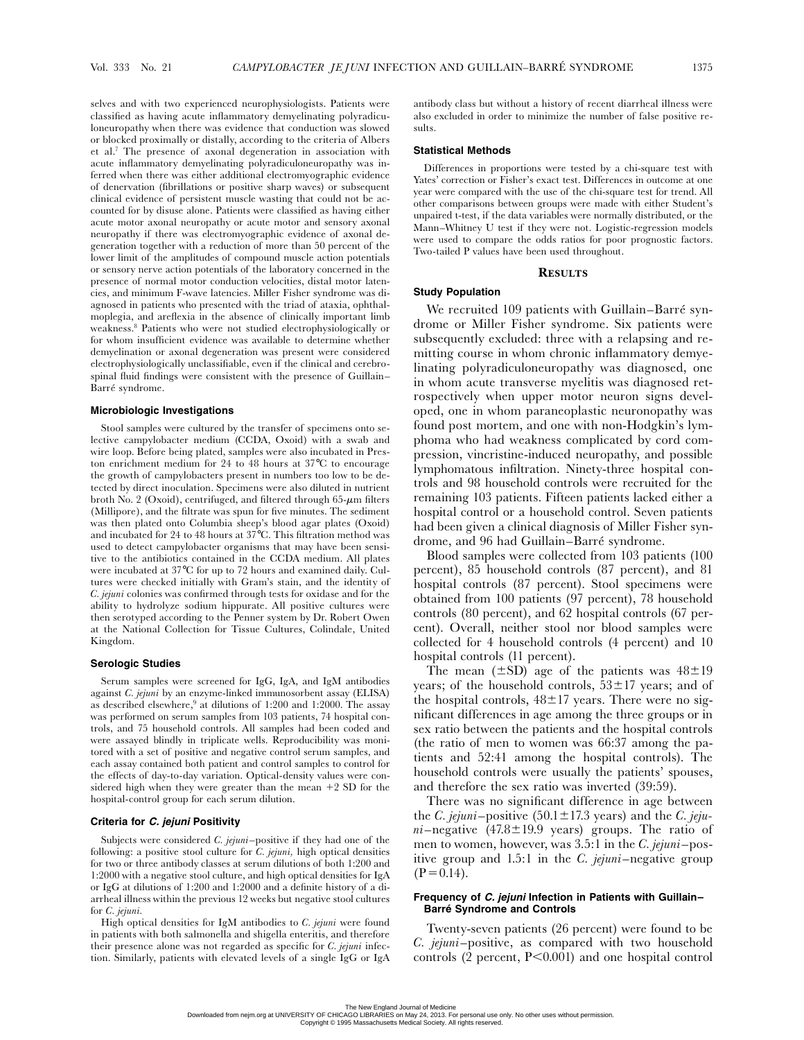selves and with two experienced neurophysiologists. Patients were classified as having acute inflammatory demyelinating polyradiculoneuropathy when there was evidence that conduction was slowed or blocked proximally or distally, according to the criteria of Albers et al.[7] The presence of axonal degeneration in association with acute inflammatory demyelinating polyradiculoneuropathy was inferred when there was either additional electromyographic evidence of denervation (fibrillations or positive sharp waves) or subsequent clinical evidence of persistent muscle wasting that could not be accounted for by disuse alone. Patients were classified as having either acute motor axonal neuropathy or acute motor and sensory axonal neuropathy if there was electromyographic evidence of axonal degeneration together with a reduction of more than 50 percent of the lower limit of the amplitudes of compound muscle action potentials or sensory nerve action potentials of the laboratory concerned in the presence of normal motor conduction velocities, distal motor latencies, and minimum F-wave latencies. Miller Fisher syndrome was diagnosed in patients who presented with the triad of ataxia, ophthalmoplegia, and areflexia in the absence of clinically important limb weakness.[8] Patients who were not studied electrophysiologically or for whom insufficient evidence was available to determine whether demyelination or axonal degeneration was present were considered electrophysiologically unclassifiable, even if the clinical and cerebrospinal fluid findings were consistent with the presence of Guillain–Barré syndrome.

### Microbiologic Investigations

Stool samples were cultured by the transfer of specimens onto selective campylobacter medium (CCDA, Oxoid) with a swab and wire loop. Before being plated, samples were also incubated in Preston enrichment medium for 24 to 48 hours at 37°C to encourage the growth of campylobacters present in numbers too low to be detected by direct inoculation. Specimens were also diluted in nutrient broth No. 2 (Oxoid), centrifuged, and filtered through 65-$\mu$m filters (Millipore), and the filtrate was spun for five minutes. The sediment was then plated onto Columbia sheep's blood agar plates (Oxoid) and incubated for 24 to 48 hours at 37°C. This filtration method was used to detect campylobacter organisms that may have been sensitive to the antibiotics contained in the CCDA medium. All plates were incubated at 37°C for up to 72 hours and examined daily. Cultures were checked initially with Gram's stain, and the identity of *C. jejuni* colonies was confirmed through tests for oxidase and for the ability to hydrolyze sodium hippurate. All positive cultures were then serotyped according to the Penner system by Dr. Robert Owen at the National Collection for Tissue Cultures, Colindale, United Kingdom.

### Serologic Studies

Serum samples were screened for IgG, IgA, and IgM antibodies against *C. jejuni* by an enzyme-linked immunosorbent assay (ELISA) as described elsewhere,[9] at dilutions of 1:200 and 1:2000. The assay was performed on serum samples from 103 patients, 74 hospital controls, and 75 household controls. All samples had been coded and were assayed blindly in triplicate wells. Reproducibility was monitored with a set of positive and negative control serum samples, and each assay contained both patient and control samples to control for the effects of day-to-day variation. Optical-density values were considered high when they were greater than the mean +2 SD for the hospital-control group for each serum dilution.

### Criteria for *C. jejuni* Positivity

Subjects were considered *C. jejuni*–positive if they had one of the following: a positive stool culture for *C. jejuni,* high optical densities for two or three antibody classes at serum dilutions of both 1:200 and 1:2000 with a negative stool culture, and high optical densities for IgA or IgG at dilutions of 1:200 and 1:2000 and a definite history of a diarrheal illness within the previous 12 weeks but negative stool cultures for *C. jejuni.*

High optical densities for IgM antibodies to *C. jejuni* were found in patients with both salmonella and shigella enteritis, and therefore their presence alone was not regarded as specific for *C. jejuni* infection. Similarly, patients with elevated levels of a single IgG or IgA antibody class but without a history of recent diarrheal illness were also excluded in order to minimize the number of false positive results.

### Statistical Methods

Differences in proportions were tested by a chi-square test with Yates' correction or Fisher's exact test. Differences in outcome at one year were compared with the use of the chi-square test for trend. All other comparisons between groups were made with either Student's unpaired t-test, if the data variables were normally distributed, or the Mann–Whitney U test if they were not. Logistic-regression models were used to compare the odds ratios for poor prognostic factors. Two-tailed P values have been used throughout.

## Results

### Study Population

We recruited 109 patients with Guillain–Barré syndrome or Miller Fisher syndrome. Six patients were subsequently excluded: three with a relapsing and remitting course in whom chronic inflammatory demyelinating polyradiculoneuropathy was diagnosed, one in whom acute transverse myelitis was diagnosed retrospectively when upper motor neuron signs developed, one in whom paraneoplastic neuronopathy was found post mortem, and one with non-Hodgkin's lymphoma who had weakness complicated by cord compression, vincristine-induced neuropathy, and possible lymphomatous infiltration. Ninety-three hospital controls and 98 household controls were recruited for the remaining 103 patients. Fifteen patients lacked either a hospital control or a household control. Seven patients had been given a clinical diagnosis of Miller Fisher syndrome, and 96 had Guillain–Barré syndrome.

Blood samples were collected from 103 patients (100 percent), 85 household controls (87 percent), and 81 hospital controls (87 percent). Stool specimens were obtained from 100 patients (97 percent), 78 household controls (80 percent), and 62 hospital controls (67 percent). Overall, neither stool nor blood samples were collected for 4 household controls (4 percent) and 10 hospital controls (11 percent).

The mean (±SD) age of the patients was 48±19 years; of the household controls, 53±17 years; and of the hospital controls, 48±17 years. There were no significant differences in age among the three groups or in sex ratio between the patients and the hospital controls (the ratio of men to women was 66:37 among the patients and 52:41 among the hospital controls). The household controls were usually the patients' spouses, and therefore the sex ratio was inverted (39:59).

There was no significant difference in age between the *C. jejuni*–positive (50.1±17.3 years) and the *C. jejuni*–negative (47.8±19.9 years) groups. The ratio of men to women, however, was 3.5:1 in the *C. jejuni*–positive group and 1.5:1 in the *C. jejuni*–negative group ($P = 0.14$).

### Frequency of *C. jejuni* Infection in Patients with Guillain–Barré Syndrome and Controls

Twenty-seven patients (26 percent) were found to be *C. jejuni*–positive, as compared with two household controls (2 percent, $P < 0.001$) and one hospital control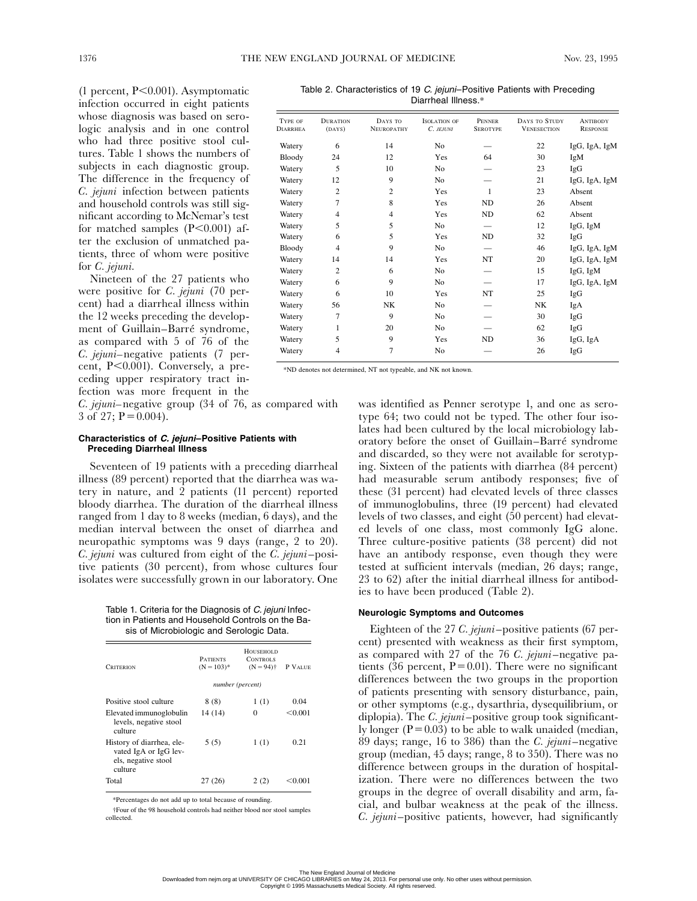(1 percent, P<0.001). Asymptomatic infection occurred in eight patients whose diagnosis was based on serologic analysis and in one control who had three positive stool cultures. Table 1 shows the numbers of subjects in each diagnostic group. The difference in the frequency of *C. jejuni* infection between patients and household controls was still significant according to McNemar's test for matched samples (P<0.001) after the exclusion of unmatched patients, three of whom were positive for *C. jejuni.*

Nineteen of the 27 patients who were positive for *C. jejuni* (70 percent) had a diarrheal illness within the 12 weeks preceding the development of Guillain–Barré syndrome, as compared with 5 of 76 of the *C. jejuni*–negative patients (7 percent, P<0.001). Conversely, a preceding upper respiratory tract infection was more frequent in the *C. jejuni*–negative group (34 of 76, as compared with 3 of 27; P=0.004).

Table 2. Characteristics of 19 *C. jejuni*–Positive Patients with Preceding Diarrheal Illness.*

| Type of Diarrhea | Duration (days) | Days to Neuropathy | Isolation of *C. jejuni* | Penner Serotype | Days to Study Venesection | Antibody Response |
|---|---|---|---|---|---|---|
| Watery | 6 | 14 | No | — | 22 | IgG, IgA, IgM |
| Bloody | 24 | 12 | Yes | 64 | 30 | IgM |
| Watery | 5 | 10 | No | — | 23 | IgG |
| Watery | 12 | 9 | No | — | 21 | IgG, IgA, IgM |
| Watery | 2 | 2 | Yes | 1 | 23 | Absent |
| Watery | 7 | 8 | Yes | ND | 26 | Absent |
| Watery | 4 | 4 | Yes | ND | 62 | Absent |
| Watery | 5 | 5 | No | — | 12 | IgG, IgM |
| Watery | 6 | 5 | Yes | ND | 32 | IgG |
| Bloody | 4 | 9 | No | — | 46 | IgG, IgA, IgM |
| Watery | 14 | 14 | Yes | NT | 20 | IgG, IgA, IgM |
| Watery | 2 | 6 | No | — | 15 | IgG, IgM |
| Watery | 6 | 9 | No | — | 17 | IgG, IgA, IgM |
| Watery | 6 | 10 | Yes | NT | 25 | IgG |
| Watery | 56 | NK | No | — | NK | IgA |
| Watery | 7 | 9 | No | — | 30 | IgG |
| Watery | 1 | 20 | No | — | 62 | IgG |
| Watery | 5 | 9 | Yes | ND | 36 | IgG, IgA |
| Watery | 4 | 7 | No | — | 26 | IgG |

*ND denotes not determined, NT not typeable, and NK not known.

### Characteristics of *C. jejuni*–Positive Patients with Preceding Diarrheal Illness

Seventeen of 19 patients with a preceding diarrheal illness (89 percent) reported that the diarrhea was watery in nature, and 2 patients (11 percent) reported bloody diarrhea. The duration of the diarrheal illness ranged from 1 day to 8 weeks (median, 6 days), and the median interval between the onset of diarrhea and neuropathic symptoms was 9 days (range, 2 to 20). *C. jejuni* was cultured from eight of the *C. jejuni*–positive patients (30 percent), from whose cultures four isolates were successfully grown in our laboratory. One was identified as Penner serotype 1, and one as serotype 64; two could not be typed. The other four isolates had been cultured by the local microbiology laboratory before the onset of Guillain–Barré syndrome and discarded, so they were not available for serotyping. Sixteen of the patients with diarrhea (84 percent) had measurable serum antibody responses; five of these (31 percent) had elevated levels of three classes of immunoglobulins, three (19 percent) had elevated levels of two classes, and eight (50 percent) had elevated levels of one class, most commonly IgG alone. Three culture-positive patients (38 percent) did not have an antibody response, even though they were tested at sufficient intervals (median, 26 days; range, 23 to 62) after the initial diarrheal illness for antibodies to have been produced (Table 2).

Table 1. Criteria for the Diagnosis of *C. jejuni* Infection in Patients and Household Controls on the Basis of Microbiologic and Serologic Data.

| Criterion | Patients (N=103)* | Household Controls (N=94)† | P Value |
|---|---|---|---|
| | *number (percent)* | | |
| Positive stool culture | 8 (8) | 1 (1) | 0.04 |
| Elevated immunoglobulin levels, negative stool culture | 14 (14) | 0 | <0.001 |
| History of diarrhea, elevated IgA or IgG levels, negative stool culture | 5 (5) | 1 (1) | 0.21 |
| Total | 27 (26) | 2 (2) | <0.001 |

*Percentages do not add up to total because of rounding.

†Four of the 98 household controls had neither blood nor stool samples collected.

### Neurologic Symptoms and Outcomes

Eighteen of the 27 *C. jejuni*–positive patients (67 percent) presented with weakness as their first symptom, as compared with 27 of the 76 *C. jejuni*–negative patients (36 percent, P=0.01). There were no significant differences between the two groups in the proportion of patients presenting with sensory disturbance, pain, or other symptoms (e.g., dysarthria, dysequilibrium, or diplopia). The *C. jejuni*–positive group took significantly longer (P=0.03) to be able to walk unaided (median, 89 days; range, 16 to 386) than the *C. jejuni*–negative group (median, 45 days; range, 8 to 350). There was no difference between groups in the duration of hospitalization. There were no differences between the two groups in the degree of overall disability and arm, facial, and bulbar weakness at the peak of the illness. *C. jejuni*–positive patients, however, had significantly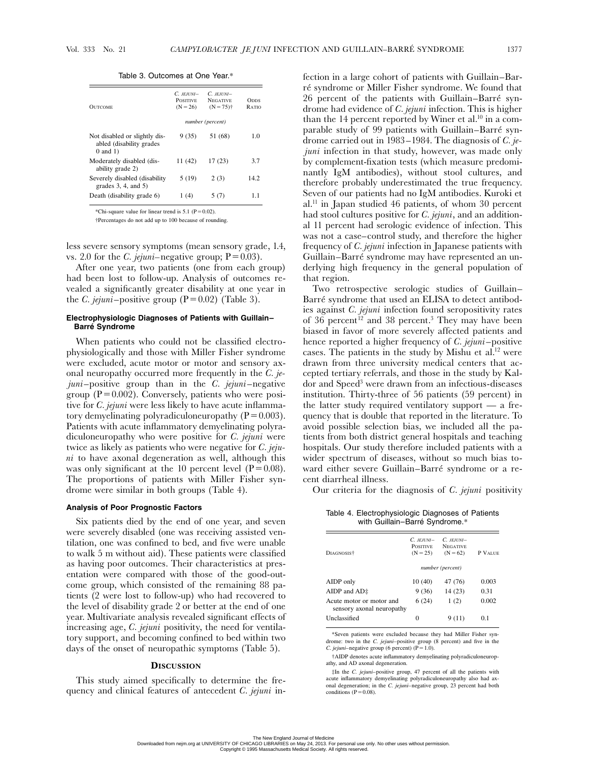Table 3. Outcomes at One Year.*

| Outcome | *C. jejuni*–Positive (N = 26) | *C. jejuni*–Negative (N = 75)† | Odds Ratio |
|---|---|---|---|
| | number (percent) | | |
| Not disabled or slightly disabled (disability grades 0 and 1) | 9 (35) | 51 (68) | 1.0 |
| Moderately disabled (disability grade 2) | 11 (42) | 17 (23) | 3.7 |
| Severely disabled (disability grades 3, 4, and 5) | 5 (19) | 2 (3) | 14.2 |
| Death (disability grade 6) | 1 (4) | 5 (7) | 1.1 |

*Chi-square value for linear trend is 5.1 (P = 0.02).

†Percentages do not add up to 100 because of rounding.

less severe sensory symptoms (mean sensory grade, 1.4, vs. 2.0 for the *C. jejuni*–negative group; P = 0.03).

After one year, two patients (one from each group) had been lost to follow-up. Analysis of outcomes revealed a significantly greater disability at one year in the *C. jejuni*–positive group (P = 0.02) (Table 3).

#### Electrophysiologic Diagnoses of Patients with Guillain–Barré Syndrome

When patients who could not be classified electrophysiologically and those with Miller Fisher syndrome were excluded, acute motor or motor and sensory axonal neuropathy occurred more frequently in the *C. jejuni*–positive group than in the *C. jejuni*–negative group (P = 0.002). Conversely, patients who were positive for *C. jejuni* were less likely to have acute inflammatory demyelinating polyradiculoneuropathy (P = 0.003). Patients with acute inflammatory demyelinating polyradiculoneuropathy who were positive for *C. jejuni* were twice as likely as patients who were negative for *C. jejuni* to have axonal degeneration as well, although this was only significant at the 10 percent level (P = 0.08). The proportions of patients with Miller Fisher syndrome were similar in both groups (Table 4).

#### Analysis of Poor Prognostic Factors

Six patients died by the end of one year, and seven were severely disabled (one was receiving assisted ventilation, one was confined to bed, and five were unable to walk 5 m without aid). These patients were classified as having poor outcomes. Their characteristics at presentation were compared with those of the good-outcome group, which consisted of the remaining 88 patients (2 were lost to follow-up) who had recovered to the level of disability grade 2 or better at the end of one year. Multivariate analysis revealed significant effects of increasing age, *C. jejuni* positivity, the need for ventilatory support, and becoming confined to bed within two days of the onset of neuropathic symptoms (Table 5).

## Discussion

This study aimed specifically to determine the frequency and clinical features of antecedent *C. jejuni* infection in a large cohort of patients with Guillain–Barré syndrome or Miller Fisher syndrome. We found that 26 percent of the patients with Guillain–Barré syndrome had evidence of *C. jejuni* infection. This is higher than the 14 percent reported by Winer et al.[10] in a comparable study of 99 patients with Guillain–Barré syndrome carried out in 1983–1984. The diagnosis of *C. jejuni* infection in that study, however, was made only by complement-fixation tests (which measure predominantly IgM antibodies), without stool cultures, and therefore probably underestimated the true frequency. Seven of our patients had no IgM antibodies. Kuroki et al.[11] in Japan studied 46 patients, of whom 30 percent had stool cultures positive for *C. jejuni*, and an additional 11 percent had serologic evidence of infection. This was not a case–control study, and therefore the higher frequency of *C. jejuni* infection in Japanese patients with Guillain–Barré syndrome may have represented an underlying high frequency in the general population of that region.

Two retrospective serologic studies of Guillain–Barré syndrome that used an ELISA to detect antibodies against *C. jejuni* infection found seropositivity rates of 36 percent[12] and 38 percent.[3] They may have been biased in favor of more severely affected patients and hence reported a higher frequency of *C. jejuni*–positive cases. The patients in the study by Mishu et al.[12] were drawn from three university medical centers that accepted tertiary referrals, and those in the study by Kaldor and Speed[3] were drawn from an infectious-diseases institution. Thirty-three of 56 patients (59 percent) in the latter study required ventilatory support — a frequency that is double that reported in the literature. To avoid possible selection bias, we included all the patients from both district general hospitals and teaching hospitals. Our study therefore included patients with a wider spectrum of diseases, without so much bias toward either severe Guillain–Barré syndrome or a recent diarrheal illness.

Our criteria for the diagnosis of *C. jejuni* positivity

Table 4. Electrophysiologic Diagnoses of Patients with Guillain–Barré Syndrome.*

| Diagnosis† | *C. jejuni*–Positive (N = 25) | *C. jejuni*–Negative (N = 62) | P Value |
|---|---|---|---|
| | number (percent) | | |
| AIDP only | 10 (40) | 47 (76) | 0.003 |
| AIDP and AD‡ | 9 (36) | 14 (23) | 0.31 |
| Acute motor or motor and sensory axonal neuropathy | 6 (24) | 1 (2) | 0.002 |
| Unclassified | 0 | 9 (11) | 0.1 |

*Seven patients were excluded because they had Miller Fisher syndrome: two in the *C. jejuni*–positive group (8 percent) and five in the *C. jejuni*–negative group (6 percent) (P = 1.0).

†AIDP denotes acute inflammatory demyelinating polyradiculoneuropathy, and AD axonal degeneration.

‡In the *C. jejuni*–positive group, 47 percent of all the patients with acute inflammatory demyelinating polyradiculoneuropathy also had axonal degeneration; in the *C. jejuni*–negative group, 23 percent had both conditions (P = 0.08).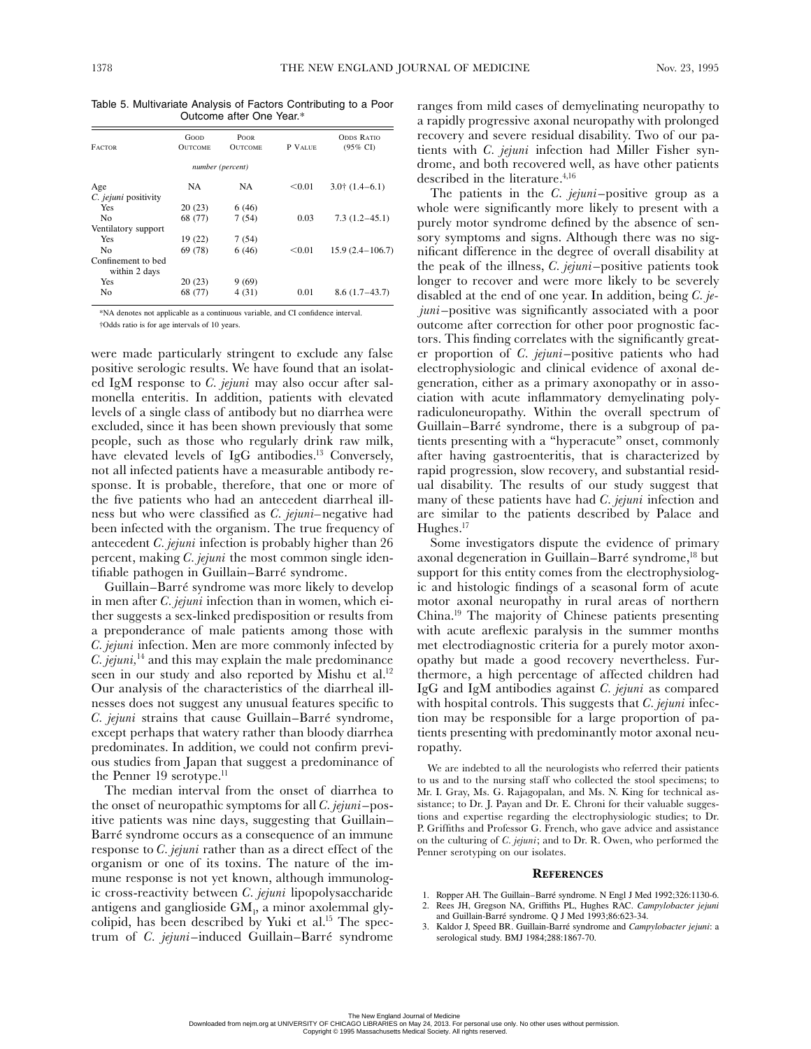Table 5. Multivariate Analysis of Factors Contributing to a Poor Outcome after One Year.*

| Factor | Good Outcome | Poor Outcome | P Value | Odds Ratio (95% CI) |
|---|---|---|---|---|
| | number (percent) | | | |
| Age | NA | NA | <0.01 | 3.0† (1.4–6.1) |
| *C. jejuni* positivity | | | | |
| Yes | 20 (23) | 6 (46) | | |
| No | 68 (77) | 7 (54) | 0.03 | 7.3 (1.2–45.1) |
| Ventilatory support | | | | |
| Yes | 19 (22) | 7 (54) | | |
| No | 69 (78) | 6 (46) | <0.01 | 15.9 (2.4–106.7) |
| Confinement to bed within 2 days | | | | |
| Yes | 20 (23) | 9 (69) | | |
| No | 68 (77) | 4 (31) | 0.01 | 8.6 (1.7–43.7) |

*NA denotes not applicable as a continuous variable, and CI confidence interval.

†Odds ratio is for age intervals of 10 years.

were made particularly stringent to exclude any false positive serologic results. We have found that an isolated IgM response to *C. jejuni* may also occur after salmonella enteritis. In addition, patients with elevated levels of a single class of antibody but no diarrhea were excluded, since it has been shown previously that some people, such as those who regularly drink raw milk, have elevated levels of IgG antibodies.[13] Conversely, not all infected patients have a measurable antibody response. It is probable, therefore, that one or more of the five patients who had an antecedent diarrheal illness but who were classified as *C. jejuni*–negative had been infected with the organism. The true frequency of antecedent *C. jejuni* infection is probably higher than 26 percent, making *C. jejuni* the most common single identifiable pathogen in Guillain–Barré syndrome.

Guillain–Barré syndrome was more likely to develop in men after *C. jejuni* infection than in women, which either suggests a sex-linked predisposition or results from a preponderance of male patients among those with *C. jejuni* infection. Men are more commonly infected by *C. jejuni*,[14] and this may explain the male predominance seen in our study and also reported by Mishu et al.[12] Our analysis of the characteristics of the diarrheal illnesses does not suggest any unusual features specific to *C. jejuni* strains that cause Guillain–Barré syndrome, except perhaps that watery rather than bloody diarrhea predominates. In addition, we could not confirm previous studies from Japan that suggest a predominance of the Penner 19 serotype.[11]

The median interval from the onset of diarrhea to the onset of neuropathic symptoms for all *C. jejuni*–positive patients was nine days, suggesting that Guillain–Barré syndrome occurs as a consequence of an immune response to *C. jejuni* rather than as a direct effect of the organism or one of its toxins. The nature of the immune response is not yet known, although immunologic cross-reactivity between *C. jejuni* lipopolysaccharide antigens and ganglioside $GM_1$, a minor axolemmal glycolipid, has been described by Yuki et al.[15] The spectrum of *C. jejuni*–induced Guillain–Barré syndrome ranges from mild cases of demyelinating neuropathy to a rapidly progressive axonal neuropathy with prolonged recovery and severe residual disability. Two of our patients with *C. jejuni* infection had Miller Fisher syndrome, and both recovered well, as have other patients described in the literature.[4,16]

The patients in the *C. jejuni*–positive group as a whole were significantly more likely to present with a purely motor syndrome defined by the absence of sensory symptoms and signs. Although there was no significant difference in the degree of overall disability at the peak of the illness, *C. jejuni*–positive patients took longer to recover and were more likely to be severely disabled at the end of one year. In addition, being *C. jejuni*–positive was significantly associated with a poor outcome after correction for other poor prognostic factors. This finding correlates with the significantly greater proportion of *C. jejuni*–positive patients who had electrophysiologic and clinical evidence of axonal degeneration, either as a primary axonopathy or in association with acute inflammatory demyelinating polyradiculoneuropathy. Within the overall spectrum of Guillain–Barré syndrome, there is a subgroup of patients presenting with a "hyperacute" onset, commonly after having gastroenteritis, that is characterized by rapid progression, slow recovery, and substantial residual disability. The results of our study suggest that many of these patients have had *C. jejuni* infection and are similar to the patients described by Palace and Hughes.[17]

Some investigators dispute the evidence of primary axonal degeneration in Guillain–Barré syndrome,[18] but support for this entity comes from the electrophysiologic and histologic findings of a seasonal form of acute motor axonal neuropathy in rural areas of northern China.[19] The majority of Chinese patients presenting with acute areflexic paralysis in the summer months met electrodiagnostic criteria for a purely motor axonopathy but made a good recovery nevertheless. Furthermore, a high percentage of affected children had IgG and IgM antibodies against *C. jejuni* as compared with hospital controls. This suggests that *C. jejuni* infection may be responsible for a large proportion of patients presenting with predominantly motor axonal neuropathy.

We are indebted to all the neurologists who referred their patients to us and to the nursing staff who collected the stool specimens; to Mr. I. Gray, Ms. G. Rajagopalan, and Ms. N. King for technical assistance; to Dr. J. Payan and Dr. E. Chroni for their valuable suggestions and expertise regarding the electrophysiologic studies; to Dr. P. Griffiths and Professor G. French, who gave advice and assistance on the culturing of *C. jejuni*; and to Dr. R. Owen, who performed the Penner serotyping on our isolates.

## References

1. Ropper AH. The Guillain–Barré syndrome. N Engl J Med 1992;326:1130-6.
2. Rees JH, Gregson NA, Griffiths PL, Hughes RAC. *Campylobacter jejuni* and Guillain-Barré syndrome. Q J Med 1993;86:623-34.
3. Kaldor J, Speed BR. Guillain-Barré syndrome and *Campylobacter jejuni*: a serological study. BMJ 1984;288:1867-70.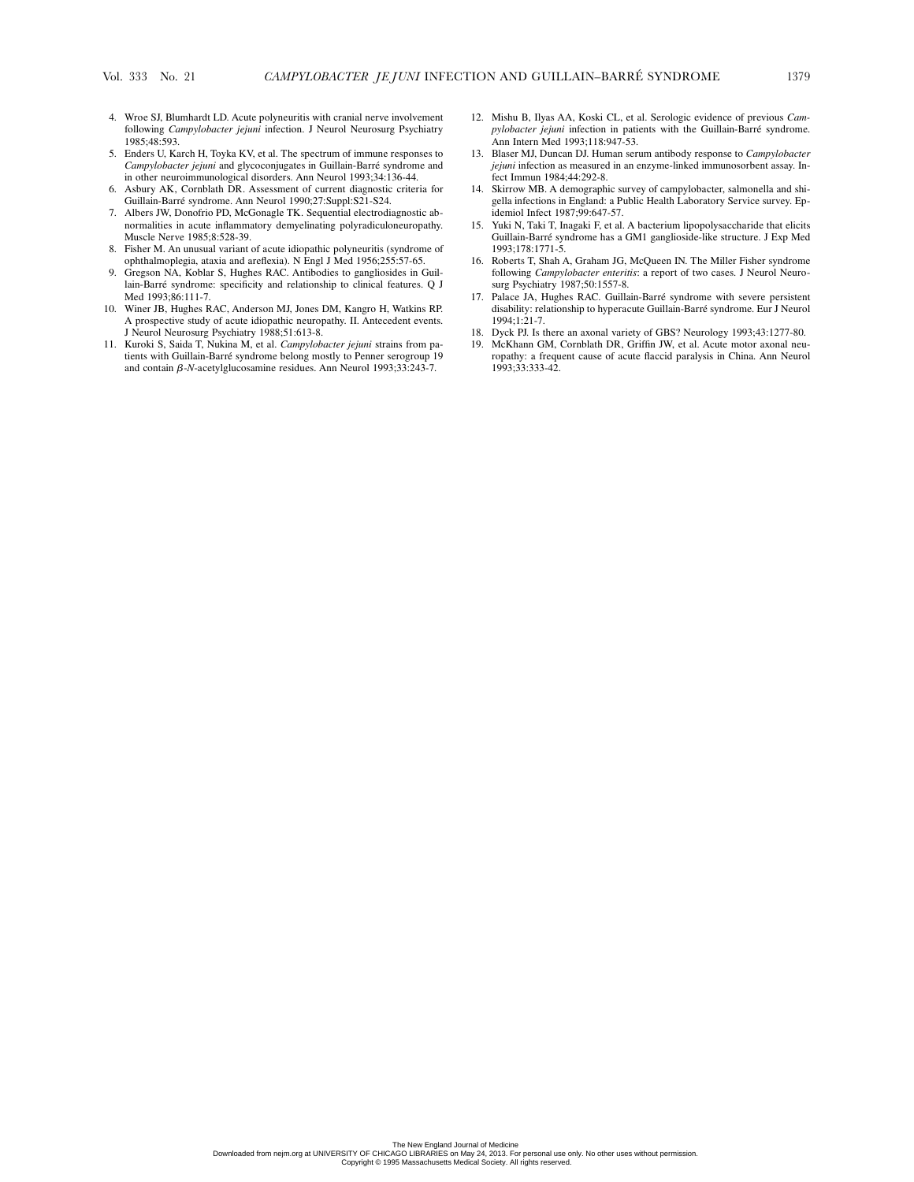4. Wroe SJ, Blumhardt LD. Acute polyneuritis with cranial nerve involvement following *Campylobacter jejuni* infection. J Neurol Neurosurg Psychiatry 1985;48:593.
5. Enders U, Karch H, Toyka KV, et al. The spectrum of immune responses to *Campylobacter jejuni* and glycoconjugates in Guillain-Barré syndrome and in other neuroimmunological disorders. Ann Neurol 1993;34:136-44.
6. Asbury AK, Cornblath DR. Assessment of current diagnostic criteria for Guillain-Barré syndrome. Ann Neurol 1990;27:Suppl:S21-S24.
7. Albers JW, Donofrio PD, McGonagle TK. Sequential electrodiagnostic abnormalities in acute inflammatory demyelinating polyradiculoneuropathy. Muscle Nerve 1985;8:528-39.
8. Fisher M. An unusual variant of acute idiopathic polyneuritis (syndrome of ophthalmoplegia, ataxia and areflexia). N Engl J Med 1956;255:57-65.
9. Gregson NA, Koblar S, Hughes RAC. Antibodies to gangliosides in Guillain-Barré syndrome: specificity and relationship to clinical features. Q J Med 1993;86:111-7.
10. Winer JB, Hughes RAC, Anderson MJ, Jones DM, Kangro H, Watkins RP. A prospective study of acute idiopathic neuropathy. II. Antecedent events. J Neurol Neurosurg Psychiatry 1988;51:613-8.
11. Kuroki S, Saida T, Nukina M, et al. *Campylobacter jejuni* strains from patients with Guillain-Barré syndrome belong mostly to Penner serogroup 19 and contain $\beta$-*N*-acetylglucosamine residues. Ann Neurol 1993;33:243-7.
12. Mishu B, Ilyas AA, Koski CL, et al. Serologic evidence of previous *Campylobacter jejuni* infection in patients with the Guillain-Barré syndrome. Ann Intern Med 1993;118:947-53.
13. Blaser MJ, Duncan DJ. Human serum antibody response to *Campylobacter jejuni* infection as measured in an enzyme-linked immunosorbent assay. Infect Immun 1984;44:292-8.
14. Skirrow MB. A demographic survey of campylobacter, salmonella and shigella infections in England: a Public Health Laboratory Service survey. Epidemiol Infect 1987;99:647-57.
15. Yuki N, Taki T, Inagaki F, et al. A bacterium lipopolysaccharide that elicits Guillain-Barré syndrome has a GM1 ganglioside-like structure. J Exp Med 1993;178:1771-5.
16. Roberts T, Shah A, Graham JG, McQueen IN. The Miller Fisher syndrome following *Campylobacter enteritis*: a report of two cases. J Neurol Neurosurg Psychiatry 1987;50:1557-8.
17. Palace JA, Hughes RAC. Guillain-Barré syndrome with severe persistent disability: relationship to hyperacute Guillain-Barré syndrome. Eur J Neurol 1994;1:21-7.
18. Dyck PJ. Is there an axonal variety of GBS? Neurology 1993;43:1277-80.
19. McKhann GM, Cornblath DR, Griffin JW, et al. Acute motor axonal neuropathy: a frequent cause of acute flaccid paralysis in China. Ann Neurol 1993;33:333-42.